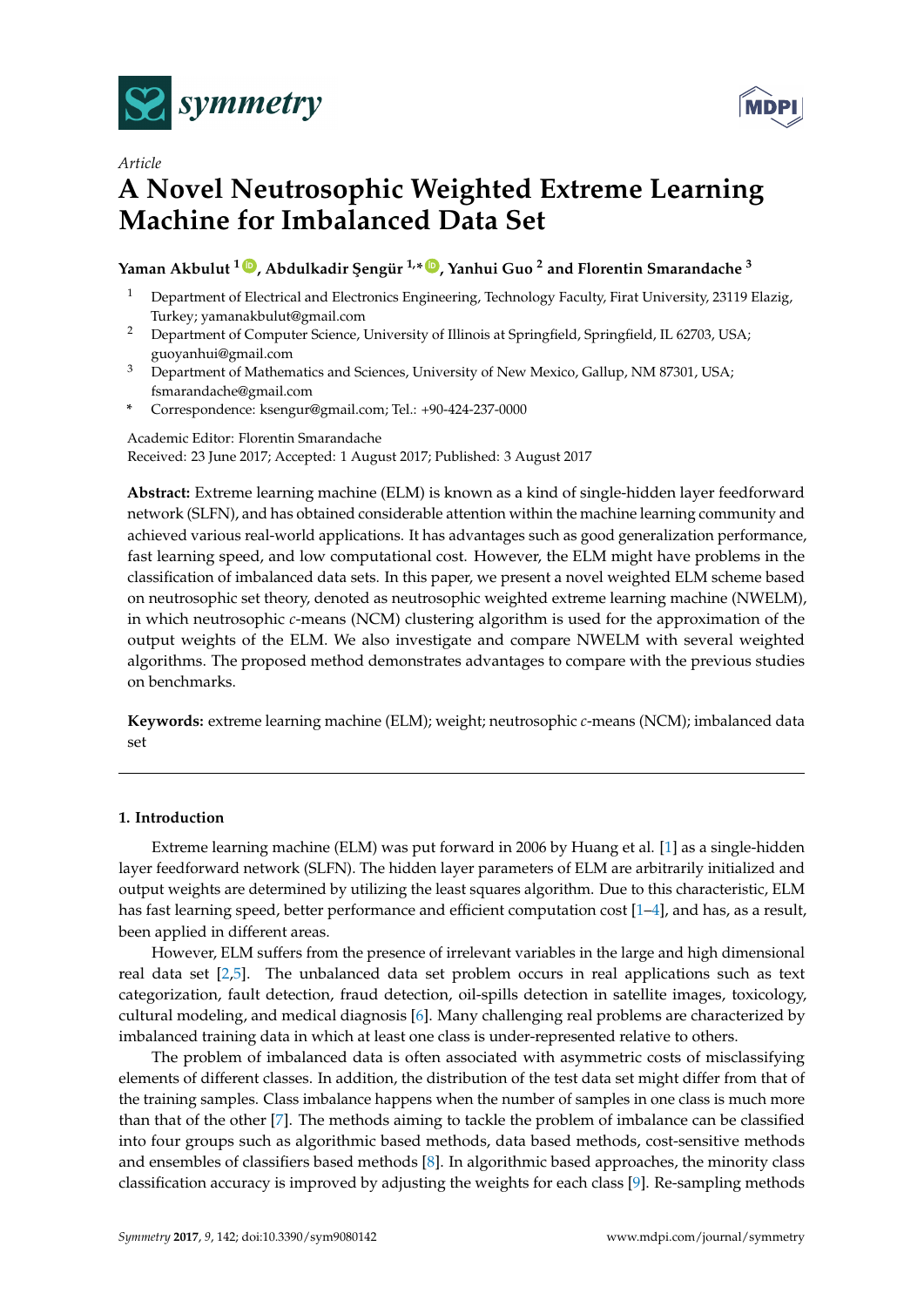*Article*

# A Novel Neutrosophic Weighted Extreme Learning Machine for Imbalanced Data Set

**Yaman Akbulut [1], Abdulkadir Şengür [1,*], Yanhui Guo [2] and Florentin Smarandache [3]**

1. Department of Electrical and Electronics Engineering, Technology Faculty, Firat University, 23119 Elazig, Turkey; yamanakbulut@gmail.com
2. Department of Computer Science, University of Illinois at Springfield, Springfield, IL 62703, USA; guoyanhui@gmail.com
3. Department of Mathematics and Sciences, University of New Mexico, Gallup, NM 87301, USA; fsmarandache@gmail.com

\* Correspondence: ksengur@gmail.com; Tel.: +90-424-237-0000

Academic Editor: Florentin Smarandache
Received: 23 June 2017; Accepted: 1 August 2017; Published: 3 August 2017

**Abstract:** Extreme learning machine (ELM) is known as a kind of single-hidden layer feedforward network (SLFN), and has obtained considerable attention within the machine learning community and achieved various real-world applications. It has advantages such as good generalization performance, fast learning speed, and low computational cost. However, the ELM might have problems in the classification of imbalanced data sets. In this paper, we present a novel weighted ELM scheme based on neutrosophic set theory, denoted as neutrosophic weighted extreme learning machine (NWELM), in which neutrosophic *c*-means (NCM) clustering algorithm is used for the approximation of the output weights of the ELM. We also investigate and compare NWELM with several weighted algorithms. The proposed method demonstrates advantages to compare with the previous studies on benchmarks.

**Keywords:** extreme learning machine (ELM); weight; neutrosophic *c*-means (NCM); imbalanced data set

## 1. Introduction

Extreme learning machine (ELM) was put forward in 2006 by Huang et al. [1] as a single-hidden layer feedforward network (SLFN). The hidden layer parameters of ELM are arbitrarily initialized and output weights are determined by utilizing the least squares algorithm. Due to this characteristic, ELM has fast learning speed, better performance and efficient computation cost [1–4], and has, as a result, been applied in different areas.

However, ELM suffers from the presence of irrelevant variables in the large and high dimensional real data set [2,5]. The unbalanced data set problem occurs in real applications such as text categorization, fault detection, fraud detection, oil-spills detection in satellite images, toxicology, cultural modeling, and medical diagnosis [6]. Many challenging real problems are characterized by imbalanced training data in which at least one class is under-represented relative to others.

The problem of imbalanced data is often associated with asymmetric costs of misclassifying elements of different classes. In addition, the distribution of the test data set might differ from that of the training samples. Class imbalance happens when the number of samples in one class is much more than that of the other [7]. The methods aiming to tackle the problem of imbalance can be classified into four groups such as algorithmic based methods, data based methods, cost-sensitive methods and ensembles of classifiers based methods [8]. In algorithmic based approaches, the minority class classification accuracy is improved by adjusting the weights for each class [9]. Re-sampling methods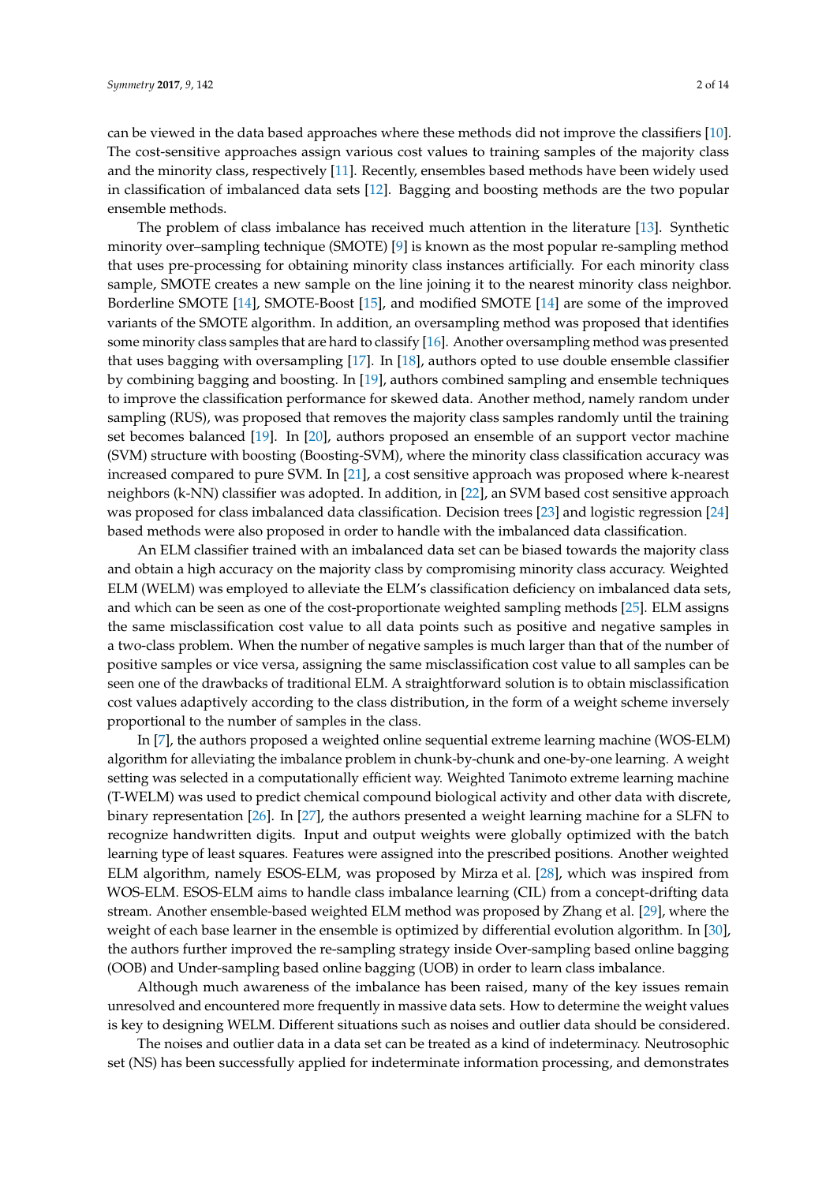can be viewed in the data based approaches where these methods did not improve the classifiers [10]. The cost-sensitive approaches assign various cost values to training samples of the majority class and the minority class, respectively [11]. Recently, ensembles based methods have been widely used in classification of imbalanced data sets [12]. Bagging and boosting methods are the two popular ensemble methods.

The problem of class imbalance has received much attention in the literature [13]. Synthetic minority over–sampling technique (SMOTE) [9] is known as the most popular re-sampling method that uses pre-processing for obtaining minority class instances artificially. For each minority class sample, SMOTE creates a new sample on the line joining it to the nearest minority class neighbor. Borderline SMOTE [14], SMOTE-Boost [15], and modified SMOTE [14] are some of the improved variants of the SMOTE algorithm. In addition, an oversampling method was proposed that identifies some minority class samples that are hard to classify [16]. Another oversampling method was presented that uses bagging with oversampling [17]. In [18], authors opted to use double ensemble classifier by combining bagging and boosting. In [19], authors combined sampling and ensemble techniques to improve the classification performance for skewed data. Another method, namely random under sampling (RUS), was proposed that removes the majority class samples randomly until the training set becomes balanced [19]. In [20], authors proposed an ensemble of an support vector machine (SVM) structure with boosting (Boosting-SVM), where the minority class classification accuracy was increased compared to pure SVM. In [21], a cost sensitive approach was proposed where k-nearest neighbors (k-NN) classifier was adopted. In addition, in [22], an SVM based cost sensitive approach was proposed for class imbalanced data classification. Decision trees [23] and logistic regression [24] based methods were also proposed in order to handle with the imbalanced data classification.

An ELM classifier trained with an imbalanced data set can be biased towards the majority class and obtain a high accuracy on the majority class by compromising minority class accuracy. Weighted ELM (WELM) was employed to alleviate the ELM's classification deficiency on imbalanced data sets, and which can be seen as one of the cost-proportionate weighted sampling methods [25]. ELM assigns the same misclassification cost value to all data points such as positive and negative samples in a two-class problem. When the number of negative samples is much larger than that of the number of positive samples or vice versa, assigning the same misclassification cost value to all samples can be seen one of the drawbacks of traditional ELM. A straightforward solution is to obtain misclassification cost values adaptively according to the class distribution, in the form of a weight scheme inversely proportional to the number of samples in the class.

In [7], the authors proposed a weighted online sequential extreme learning machine (WOS-ELM) algorithm for alleviating the imbalance problem in chunk-by-chunk and one-by-one learning. A weight setting was selected in a computationally efficient way. Weighted Tanimoto extreme learning machine (T-WELM) was used to predict chemical compound biological activity and other data with discrete, binary representation [26]. In [27], the authors presented a weight learning machine for a SLFN to recognize handwritten digits. Input and output weights were globally optimized with the batch learning type of least squares. Features were assigned into the prescribed positions. Another weighted ELM algorithm, namely ESOS-ELM, was proposed by Mirza et al. [28], which was inspired from WOS-ELM. ESOS-ELM aims to handle class imbalance learning (CIL) from a concept-drifting data stream. Another ensemble-based weighted ELM method was proposed by Zhang et al. [29], where the weight of each base learner in the ensemble is optimized by differential evolution algorithm. In [30], the authors further improved the re-sampling strategy inside Over-sampling based online bagging (OOB) and Under-sampling based online bagging (UOB) in order to learn class imbalance.

Although much awareness of the imbalance has been raised, many of the key issues remain unresolved and encountered more frequently in massive data sets. How to determine the weight values is key to designing WELM. Different situations such as noises and outlier data should be considered.

The noises and outlier data in a data set can be treated as a kind of indeterminacy. Neutrosophic set (NS) has been successfully applied for indeterminate information processing, and demonstrates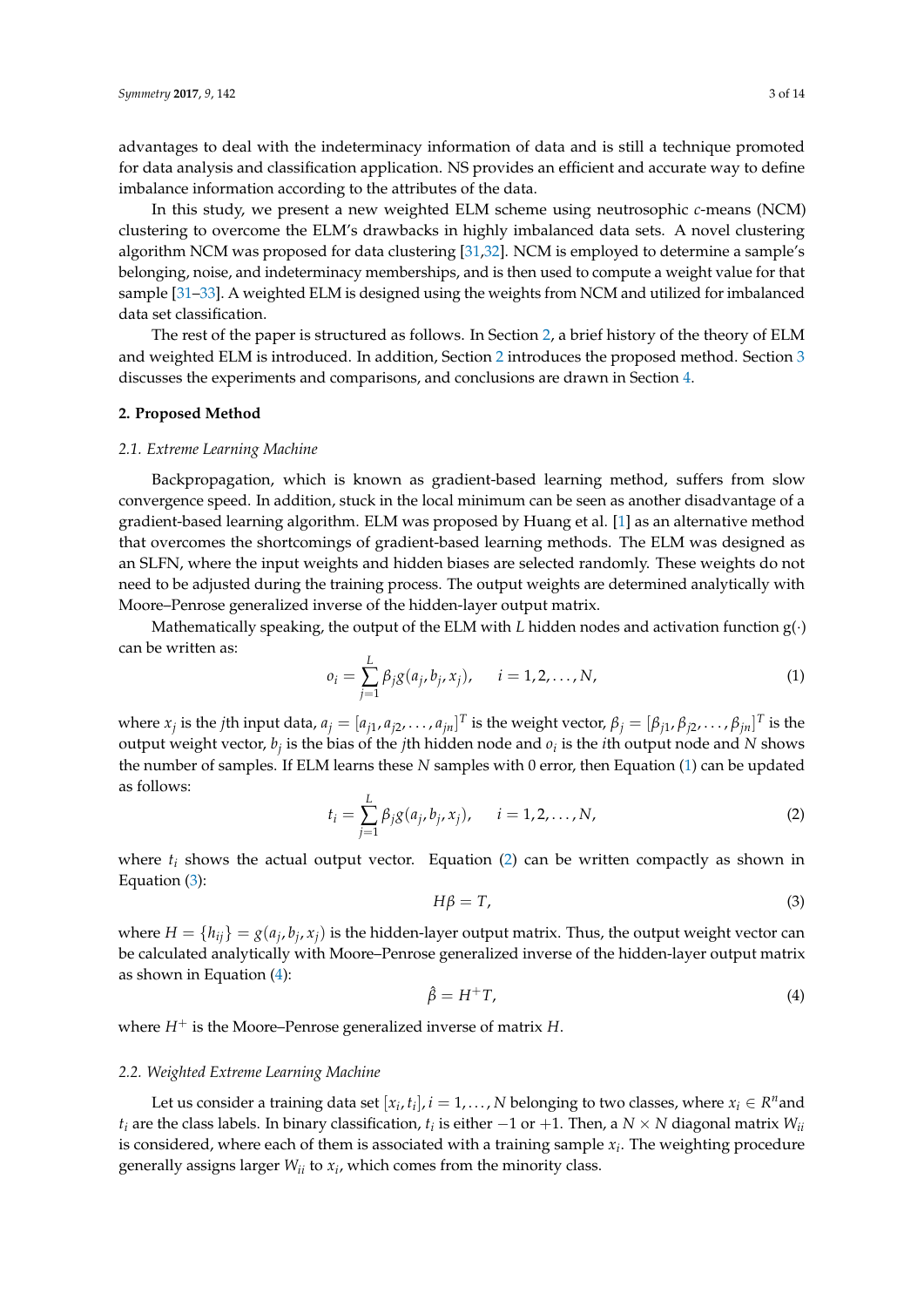advantages to deal with the indeterminacy information of data and is still a technique promoted for data analysis and classification application. NS provides an efficient and accurate way to define imbalance information according to the attributes of the data.

In this study, we present a new weighted ELM scheme using neutrosophic *c*-means (NCM) clustering to overcome the ELM's drawbacks in highly imbalanced data sets. A novel clustering algorithm NCM was proposed for data clustering [31,32]. NCM is employed to determine a sample's belonging, noise, and indeterminacy memberships, and is then used to compute a weight value for that sample [31–33]. A weighted ELM is designed using the weights from NCM and utilized for imbalanced data set classification.

The rest of the paper is structured as follows. In Section 2, a brief history of the theory of ELM and weighted ELM is introduced. In addition, Section 2 introduces the proposed method. Section 3 discusses the experiments and comparisons, and conclusions are drawn in Section 4.

## 2. Proposed Method

### 2.1. Extreme Learning Machine

Backpropagation, which is known as gradient-based learning method, suffers from slow convergence speed. In addition, stuck in the local minimum can be seen as another disadvantage of a gradient-based learning algorithm. ELM was proposed by Huang et al. [1] as an alternative method that overcomes the shortcomings of gradient-based learning methods. The ELM was designed as an SLFN, where the input weights and hidden biases are selected randomly. These weights do not need to be adjusted during the training process. The output weights are determined analytically with Moore–Penrose generalized inverse of the hidden-layer output matrix.

Mathematically speaking, the output of the ELM with $L$ hidden nodes and activation function $g(\cdot)$ can be written as:

$$o_i = \sum_{j=1}^{L} \beta_j g(a_j, b_j, x_j), \quad i = 1, 2, \ldots, N, \tag{1}$$

where $x_j$ is the $j$th input data, $a_j = [a_{j1}, a_{j2}, \ldots, a_{jn}]^T$ is the weight vector, $\beta_j = [\beta_{j1}, \beta_{j2}, \ldots, \beta_{jn}]^T$ is the output weight vector, $b_j$ is the bias of the $j$th hidden node and $o_i$ is the $i$th output node and $N$ shows the number of samples. If ELM learns these $N$ samples with 0 error, then Equation (1) can be updated as follows:

$$t_i = \sum_{j=1}^{L} \beta_j g(a_j, b_j, x_j), \quad i = 1, 2, \ldots, N, \tag{2}$$

where $t_i$ shows the actual output vector. Equation (2) can be written compactly as shown in Equation (3):

$$H\beta = T, \tag{3}$$

where $H = \{h_{ij}\} = g(a_j, b_j, x_j)$ is the hidden-layer output matrix. Thus, the output weight vector can be calculated analytically with Moore–Penrose generalized inverse of the hidden-layer output matrix as shown in Equation (4):

$$\hat{\beta} = H^{+}T, \tag{4}$$

where $H^{+}$ is the Moore–Penrose generalized inverse of matrix $H$.

### 2.2. Weighted Extreme Learning Machine

Let us consider a training data set $[x_i, t_i], i = 1, \ldots, N$ belonging to two classes, where $x_i \in R^n$ and $t_i$ are the class labels. In binary classification, $t_i$ is either $-1$ or $+1$. Then, a $N \times N$ diagonal matrix $W_{ii}$ is considered, where each of them is associated with a training sample $x_i$. The weighting procedure generally assigns larger $W_{ii}$ to $x_i$, which comes from the minority class.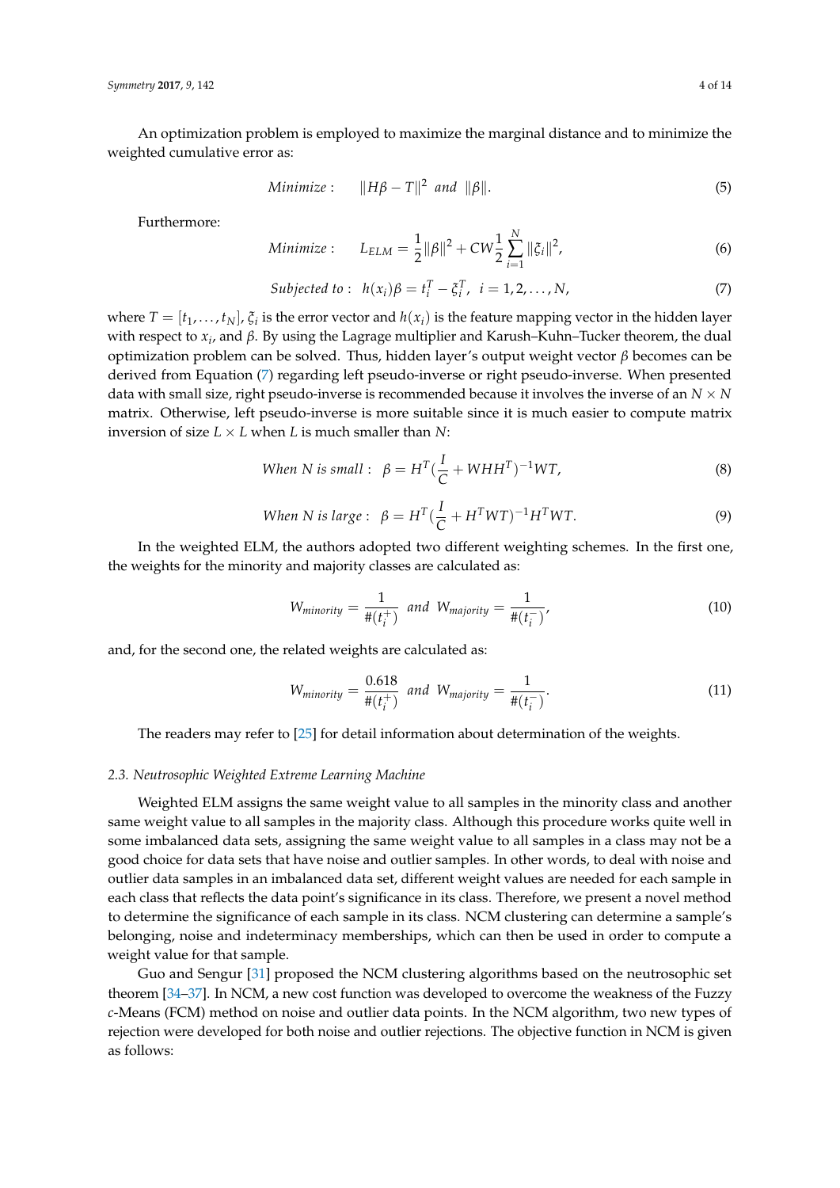An optimization problem is employed to maximize the marginal distance and to minimize the weighted cumulative error as:

$$Minimize: \quad \|H\beta - T\|^2 \ \ and \ \ \|\beta\|. \tag{5}$$

Furthermore:

$$Minimize: \quad L_{ELM} = \frac{1}{2}\|\beta\|^2 + CW\frac{1}{2}\sum_{i=1}^{N}\|\xi_i\|^2, \tag{6}$$

$$Subjected\ to: \ \ h(x_i)\beta = t_i^T - \xi_i^T, \ \ i = 1, 2, \ldots, N, \tag{7}$$

where $T = [t_1, \ldots, t_N]$, $\xi_i$ is the error vector and $h(x_i)$ is the feature mapping vector in the hidden layer with respect to $x_i$, and $\beta$. By using the Lagrage multiplier and Karush–Kuhn–Tucker theorem, the dual optimization problem can be solved. Thus, hidden layer's output weight vector $\beta$ becomes can be derived from Equation (7) regarding left pseudo-inverse or right pseudo-inverse. When presented data with small size, right pseudo-inverse is recommended because it involves the inverse of an $N \times N$ matrix. Otherwise, left pseudo-inverse is more suitable since it is much easier to compute matrix inversion of size $L \times L$ when $L$ is much smaller than $N$:

$$When\ N\ is\ small: \ \ \beta = H^T\left(\frac{I}{C} + WHH^T\right)^{-1}WT, \tag{8}$$

$$When\ N\ is\ large: \ \ \beta = H^T\left(\frac{I}{C} + H^TWT\right)^{-1}H^TWT. \tag{9}$$

In the weighted ELM, the authors adopted two different weighting schemes. In the first one, the weights for the minority and majority classes are calculated as:

$$W_{minority} = \frac{1}{\#(t_i^+)} \ \ and \ \ W_{majority} = \frac{1}{\#(t_i^-)}, \tag{10}$$

and, for the second one, the related weights are calculated as:

$$W_{minority} = \frac{0.618}{\#(t_i^+)} \ \ and \ \ W_{majority} = \frac{1}{\#(t_i^-)}. \tag{11}$$

The readers may refer to [25] for detail information about determination of the weights.

### *2.3. Neutrosophic Weighted Extreme Learning Machine*

Weighted ELM assigns the same weight value to all samples in the minority class and another same weight value to all samples in the majority class. Although this procedure works quite well in some imbalanced data sets, assigning the same weight value to all samples in a class may not be a good choice for data sets that have noise and outlier samples. In other words, to deal with noise and outlier data samples in an imbalanced data set, different weight values are needed for each sample in each class that reflects the data point's significance in its class. Therefore, we present a novel method to determine the significance of each sample in its class. NCM clustering can determine a sample's belonging, noise and indeterminacy memberships, which can then be used in order to compute a weight value for that sample.

Guo and Sengur [31] proposed the NCM clustering algorithms based on the neutrosophic set theorem [34–37]. In NCM, a new cost function was developed to overcome the weakness of the Fuzzy *c*-Means (FCM) method on noise and outlier data points. In the NCM algorithm, two new types of rejection were developed for both noise and outlier rejections. The objective function in NCM is given as follows: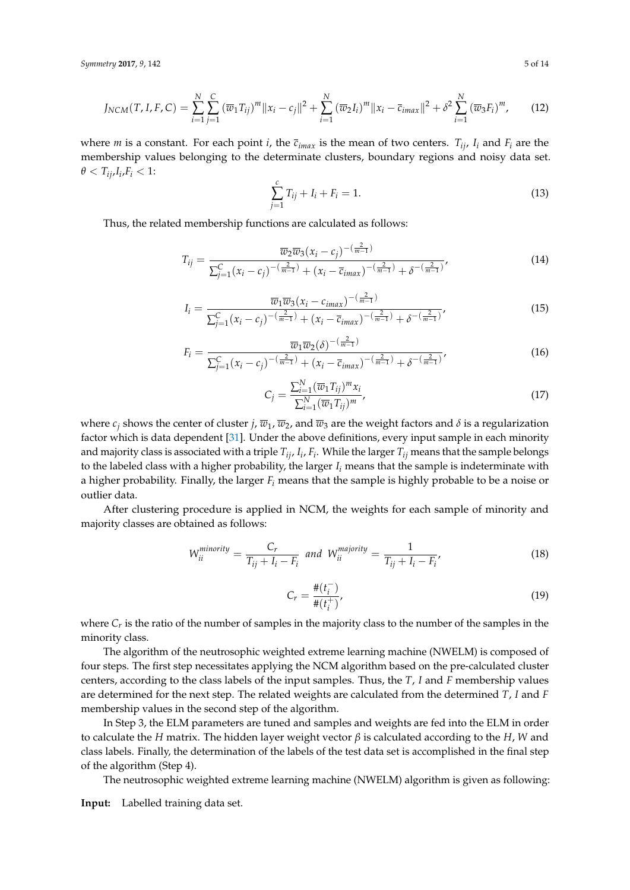$$J_{NCM}(T, I, F, C) = \sum_{i=1}^{N}\sum_{j=1}^{C}(\overline{w}_1 T_{ij})^m \|x_i - c_j\|^2 + \sum_{i=1}^{N}(\overline{w}_2 I_i)^m \|x_i - \overline{c}_{imax}\|^2 + \delta^2 \sum_{i=1}^{N}(\overline{w}_3 F_i)^m, \tag{12}$$

where $m$ is a constant. For each point $i$, the $\overline{c}_{imax}$ is the mean of two centers. $T_{ij}$, $I_i$ and $F_i$ are the membership values belonging to the determinate clusters, boundary regions and noisy data set. $\theta < T_{ij}, I_i, F_i < 1$:

$$\sum_{j=1}^{c} T_{ij} + I_i + F_i = 1. \tag{13}$$

Thus, the related membership functions are calculated as follows:

$$T_{ij} = \frac{\overline{w}_2 \overline{w}_3 (x_i - c_j)^{-(\frac{2}{m-1})}}{\sum_{j=1}^{C}(x_i - c_j)^{-(\frac{2}{m-1})} + (x_i - \overline{c}_{imax})^{-(\frac{2}{m-1})} + \delta^{-(\frac{2}{m-1})}}, \tag{14}$$

$$I_i = \frac{\overline{w}_1 \overline{w}_3 (x_i - c_{imax})^{-(\frac{2}{m-1})}}{\sum_{j=1}^{C}(x_i - c_j)^{-(\frac{2}{m-1})} + (x_i - \overline{c}_{imax})^{-(\frac{2}{m-1})} + \delta^{-(\frac{2}{m-1})}}, \tag{15}$$

$$F_i = \frac{\overline{w}_1 \overline{w}_2 (\delta)^{-(\frac{2}{m-1})}}{\sum_{j=1}^{C}(x_i - c_j)^{-(\frac{2}{m-1})} + (x_i - \overline{c}_{imax})^{-(\frac{2}{m-1})} + \delta^{-(\frac{2}{m-1})}}, \tag{16}$$

$$C_j = \frac{\sum_{i=1}^{N}(\overline{w}_1 T_{ij})^m x_i}{\sum_{i=1}^{N}(\overline{w}_1 T_{ij})^m}, \tag{17}$$

where $c_j$ shows the center of cluster $j$, $\overline{w}_1$, $\overline{w}_2$, and $\overline{w}_3$ are the weight factors and $\delta$ is a regularization factor which is data dependent [31]. Under the above definitions, every input sample in each minority and majority class is associated with a triple $T_{ij}$, $I_i$, $F_i$. While the larger $T_{ij}$ means that the sample belongs to the labeled class with a higher probability, the larger $I_i$ means that the sample is indeterminate with a higher probability. Finally, the larger $F_i$ means that the sample is highly probable to be a noise or outlier data.

After clustering procedure is applied in NCM, the weights for each sample of minority and majority classes are obtained as follows:

$$W_{ii}^{minority} = \frac{C_r}{T_{ij} + I_i - F_i} \;\; and \;\; W_{ii}^{majority} = \frac{1}{T_{ij} + I_i - F_i}, \tag{18}$$

$$C_r = \frac{\#(t_i^-)}{\#(t_i^+)}, \tag{19}$$

where $C_r$ is the ratio of the number of samples in the majority class to the number of the samples in the minority class.

The algorithm of the neutrosophic weighted extreme learning machine (NWELM) is composed of four steps. The first step necessitates applying the NCM algorithm based on the pre-calculated cluster centers, according to the class labels of the input samples. Thus, the $T$, $I$ and $F$ membership values are determined for the next step. The related weights are calculated from the determined $T$, $I$ and $F$ membership values in the second step of the algorithm.

In Step 3, the ELM parameters are tuned and samples and weights are fed into the ELM in order to calculate the $H$ matrix. The hidden layer weight vector $\beta$ is calculated according to the $H$, $W$ and class labels. Finally, the determination of the labels of the test data set is accomplished in the final step of the algorithm (Step 4).

The neutrosophic weighted extreme learning machine (NWELM) algorithm is given as following:

**Input:** Labelled training data set.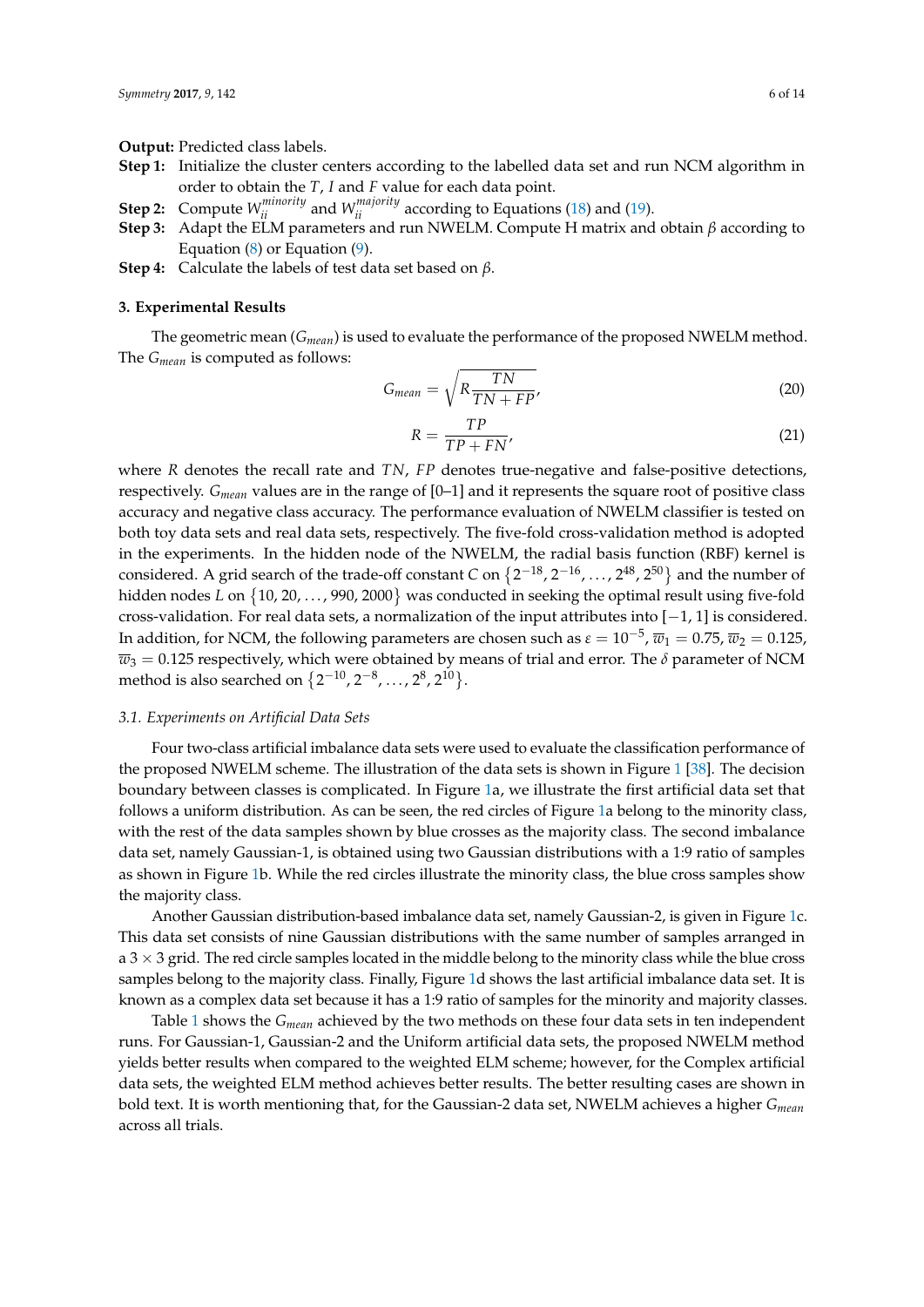**Output:** Predicted class labels.

**Step 1:** Initialize the cluster centers according to the labelled data set and run NCM algorithm in order to obtain the $T$, $I$ and $F$ value for each data point.

**Step 2:** Compute $W_{ii}^{minority}$ and $W_{ii}^{majority}$ according to Equations (18) and (19).

**Step 3:** Adapt the ELM parameters and run NWELM. Compute H matrix and obtain $\beta$ according to Equation (8) or Equation (9).

**Step 4:** Calculate the labels of test data set based on $\beta$.

## 3. Experimental Results

The geometric mean ($G_{mean}$) is used to evaluate the performance of the proposed NWELM method. The $G_{mean}$ is computed as follows:

$$G_{mean} = \sqrt{R \frac{TN}{TN + FP}}, \tag{20}$$

$$R = \frac{TP}{TP + FN}, \tag{21}$$

where $R$ denotes the recall rate and $TN$, $FP$ denotes true-negative and false-positive detections, respectively. $G_{mean}$ values are in the range of [0–1] and it represents the square root of positive class accuracy and negative class accuracy. The performance evaluation of NWELM classifier is tested on both toy data sets and real data sets, respectively. The five-fold cross-validation method is adopted in the experiments. In the hidden node of the NWELM, the radial basis function (RBF) kernel is considered. A grid search of the trade-off constant $C$ on $\{2^{-18}, 2^{-16}, \ldots, 2^{48}, 2^{50}\}$ and the number of hidden nodes $L$ on $\{10, 20, \ldots, 990, 2000\}$ was conducted in seeking the optimal result using five-fold cross-validation. For real data sets, a normalization of the input attributes into $[-1, 1]$ is considered. In addition, for NCM, the following parameters are chosen such as $\varepsilon = 10^{-5}$, $\overline{w}_1 = 0.75$, $\overline{w}_2 = 0.125$, $\overline{w}_3 = 0.125$ respectively, which were obtained by means of trial and error. The $\delta$ parameter of NCM method is also searched on $\{2^{-10}, 2^{-8}, \ldots, 2^{8}, 2^{10}\}$.

### *3.1. Experiments on Artificial Data Sets*

Four two-class artificial imbalance data sets were used to evaluate the classification performance of the proposed NWELM scheme. The illustration of the data sets is shown in Figure 1 [38]. The decision boundary between classes is complicated. In Figure 1a, we illustrate the first artificial data set that follows a uniform distribution. As can be seen, the red circles of Figure 1a belong to the minority class, with the rest of the data samples shown by blue crosses as the majority class. The second imbalance data set, namely Gaussian-1, is obtained using two Gaussian distributions with a 1:9 ratio of samples as shown in Figure 1b. While the red circles illustrate the minority class, the blue cross samples show the majority class.

Another Gaussian distribution-based imbalance data set, namely Gaussian-2, is given in Figure 1c. This data set consists of nine Gaussian distributions with the same number of samples arranged in a $3 \times 3$ grid. The red circle samples located in the middle belong to the minority class while the blue cross samples belong to the majority class. Finally, Figure 1d shows the last artificial imbalance data set. It is known as a complex data set because it has a 1:9 ratio of samples for the minority and majority classes.

Table 1 shows the $G_{mean}$ achieved by the two methods on these four data sets in ten independent runs. For Gaussian-1, Gaussian-2 and the Uniform artificial data sets, the proposed NWELM method yields better results when compared to the weighted ELM scheme; however, for the Complex artificial data sets, the weighted ELM method achieves better results. The better resulting cases are shown in bold text. It is worth mentioning that, for the Gaussian-2 data set, NWELM achieves a higher $G_{mean}$ across all trials.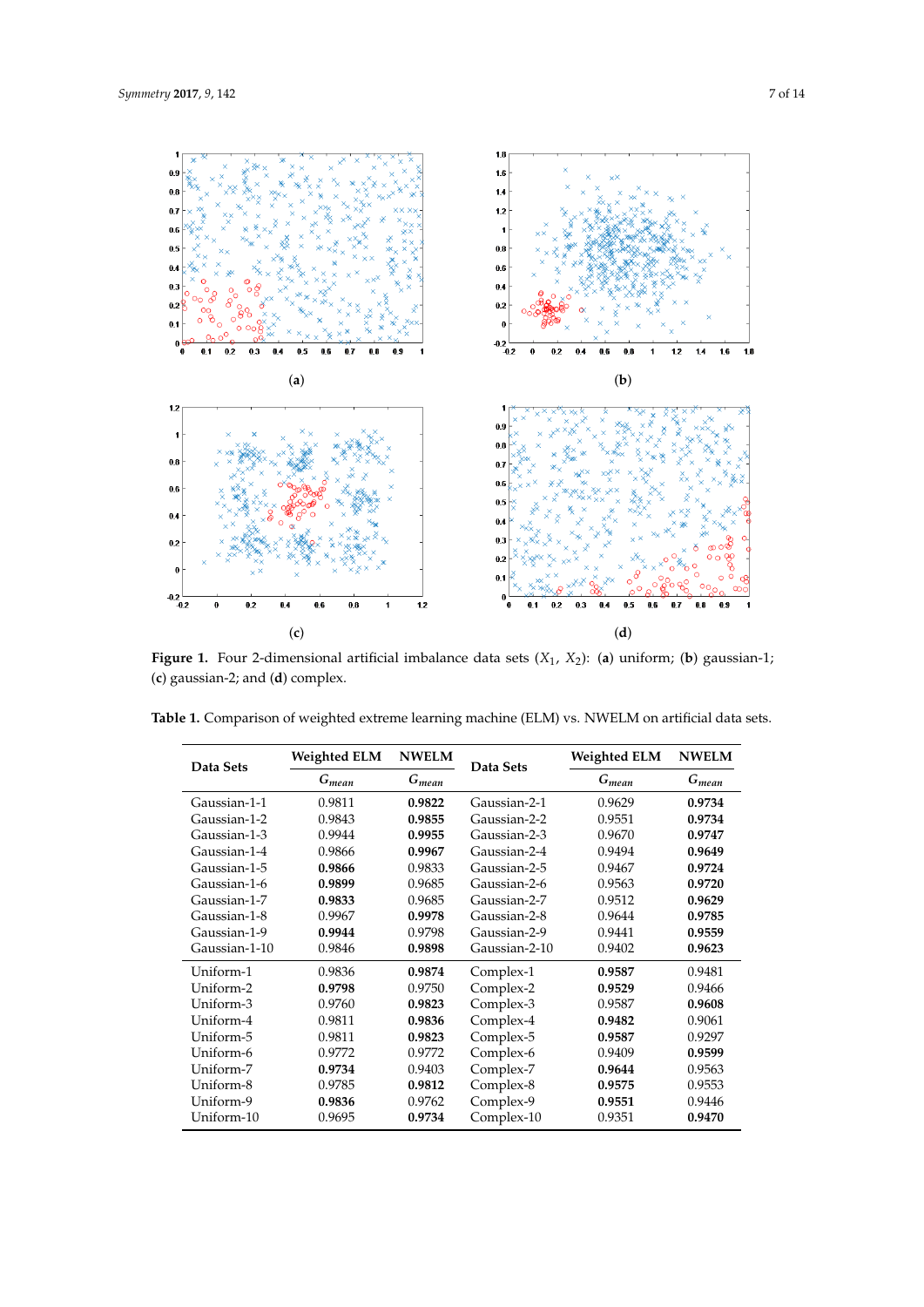**Figure 1.** Four 2-dimensional artificial imbalance data sets ($X_1$, $X_2$): (**a**) uniform; (**b**) gaussian-1; (**c**) gaussian-2; and (**d**) complex.

**Table 1.** Comparison of weighted extreme learning machine (ELM) vs. NWELM on artificial data sets.

| Data Sets | Weighted ELM | NWELM | Data Sets | Weighted ELM | NWELM |
|---|---|---|---|---|---|
| | $G_{mean}$ | $G_{mean}$ | | $G_{mean}$ | $G_{mean}$ |
| Gaussian-1-1 | 0.9811 | **0.9822** | Gaussian-2-1 | 0.9629 | **0.9734** |
| Gaussian-1-2 | 0.9843 | **0.9855** | Gaussian-2-2 | 0.9551 | **0.9734** |
| Gaussian-1-3 | 0.9944 | **0.9955** | Gaussian-2-3 | 0.9670 | **0.9747** |
| Gaussian-1-4 | 0.9866 | **0.9967** | Gaussian-2-4 | 0.9494 | **0.9649** |
| Gaussian-1-5 | **0.9866** | 0.9833 | Gaussian-2-5 | 0.9467 | **0.9724** |
| Gaussian-1-6 | **0.9899** | 0.9685 | Gaussian-2-6 | 0.9563 | **0.9720** |
| Gaussian-1-7 | **0.9833** | 0.9685 | Gaussian-2-7 | 0.9512 | **0.9629** |
| Gaussian-1-8 | 0.9967 | **0.9978** | Gaussian-2-8 | 0.9644 | **0.9785** |
| Gaussian-1-9 | **0.9944** | 0.9798 | Gaussian-2-9 | 0.9441 | **0.9559** |
| Gaussian-1-10 | 0.9846 | **0.9898** | Gaussian-2-10 | 0.9402 | **0.9623** |
| Uniform-1 | 0.9836 | **0.9874** | Complex-1 | **0.9587** | 0.9481 |
| Uniform-2 | **0.9798** | 0.9750 | Complex-2 | **0.9529** | 0.9466 |
| Uniform-3 | 0.9760 | **0.9823** | Complex-3 | 0.9587 | **0.9608** |
| Uniform-4 | 0.9811 | **0.9836** | Complex-4 | **0.9482** | 0.9061 |
| Uniform-5 | 0.9811 | **0.9823** | Complex-5 | **0.9587** | 0.9297 |
| Uniform-6 | 0.9772 | 0.9772 | Complex-6 | 0.9409 | **0.9599** |
| Uniform-7 | **0.9734** | 0.9403 | Complex-7 | **0.9644** | 0.9563 |
| Uniform-8 | 0.9785 | **0.9812** | Complex-8 | **0.9575** | 0.9553 |
| Uniform-9 | **0.9836** | 0.9762 | Complex-9 | **0.9551** | 0.9446 |
| Uniform-10 | 0.9695 | **0.9734** | Complex-10 | 0.9351 | **0.9470** |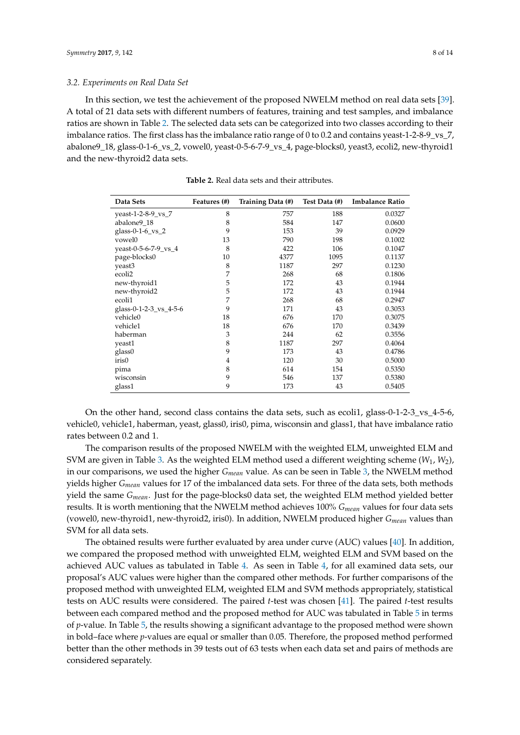### 3.2. Experiments on Real Data Set

In this section, we test the achievement of the proposed NWELM method on real data sets [39]. A total of 21 data sets with different numbers of features, training and test samples, and imbalance ratios are shown in Table 2. The selected data sets can be categorized into two classes according to their imbalance ratios. The first class has the imbalance ratio range of 0 to 0.2 and contains yeast-1-2-8-9_vs_7, abalone9_18, glass-0-1-6_vs_2, vowel0, yeast-0-5-6-7-9_vs_4, page-blocks0, yeast3, ecoli2, new-thyroid1 and the new-thyroid2 data sets.

**Table 2.** Real data sets and their attributes.

| Data Sets | Features (#) | Training Data (#) | Test Data (#) | Imbalance Ratio |
|---|---|---|---|---|
| yeast-1-2-8-9_vs_7 | 8 | 757 | 188 | 0.0327 |
| abalone9_18 | 8 | 584 | 147 | 0.0600 |
| glass-0-1-6_vs_2 | 9 | 153 | 39 | 0.0929 |
| vowel0 | 13 | 790 | 198 | 0.1002 |
| yeast-0-5-6-7-9_vs_4 | 8 | 422 | 106 | 0.1047 |
| page-blocks0 | 10 | 4377 | 1095 | 0.1137 |
| yeast3 | 8 | 1187 | 297 | 0.1230 |
| ecoli2 | 7 | 268 | 68 | 0.1806 |
| new-thyroid1 | 5 | 172 | 43 | 0.1944 |
| new-thyroid2 | 5 | 172 | 43 | 0.1944 |
| ecoli1 | 7 | 268 | 68 | 0.2947 |
| glass-0-1-2-3_vs_4-5-6 | 9 | 171 | 43 | 0.3053 |
| vehicle0 | 18 | 676 | 170 | 0.3075 |
| vehicle1 | 18 | 676 | 170 | 0.3439 |
| haberman | 3 | 244 | 62 | 0.3556 |
| yeast1 | 8 | 1187 | 297 | 0.4064 |
| glass0 | 9 | 173 | 43 | 0.4786 |
| iris0 | 4 | 120 | 30 | 0.5000 |
| pima | 8 | 614 | 154 | 0.5350 |
| wisconsin | 9 | 546 | 137 | 0.5380 |
| glass1 | 9 | 173 | 43 | 0.5405 |

On the other hand, second class contains the data sets, such as ecoli1, glass-0-1-2-3_vs_4-5-6, vehicle0, vehicle1, haberman, yeast, glass0, iris0, pima, wisconsin and glass1, that have imbalance ratio rates between 0.2 and 1.

The comparison results of the proposed NWELM with the weighted ELM, unweighted ELM and SVM are given in Table 3. As the weighted ELM method used a different weighting scheme ($W_1$, $W_2$), in our comparisons, we used the higher $G_{mean}$ value. As can be seen in Table 3, the NWELM method yields higher $G_{mean}$ values for 17 of the imbalanced data sets. For three of the data sets, both methods yield the same $G_{mean}$. Just for the page-blocks0 data set, the weighted ELM method yielded better results. It is worth mentioning that the NWELM method achieves 100% $G_{mean}$ values for four data sets (vowel0, new-thyroid1, new-thyroid2, iris0). In addition, NWELM produced higher $G_{mean}$ values than SVM for all data sets.

The obtained results were further evaluated by area under curve (AUC) values [40]. In addition, we compared the proposed method with unweighted ELM, weighted ELM and SVM based on the achieved AUC values as tabulated in Table 4. As seen in Table 4, for all examined data sets, our proposal's AUC values were higher than the compared other methods. For further comparisons of the proposed method with unweighted ELM, weighted ELM and SVM methods appropriately, statistical tests on AUC results were considered. The paired $t$-test was chosen [41]. The paired $t$-test results between each compared method and the proposed method for AUC was tabulated in Table 5 in terms of $p$-value. In Table 5, the results showing a significant advantage to the proposed method were shown in bold–face where $p$-values are equal or smaller than 0.05. Therefore, the proposed method performed better than the other methods in 39 tests out of 63 tests when each data set and pairs of methods are considered separately.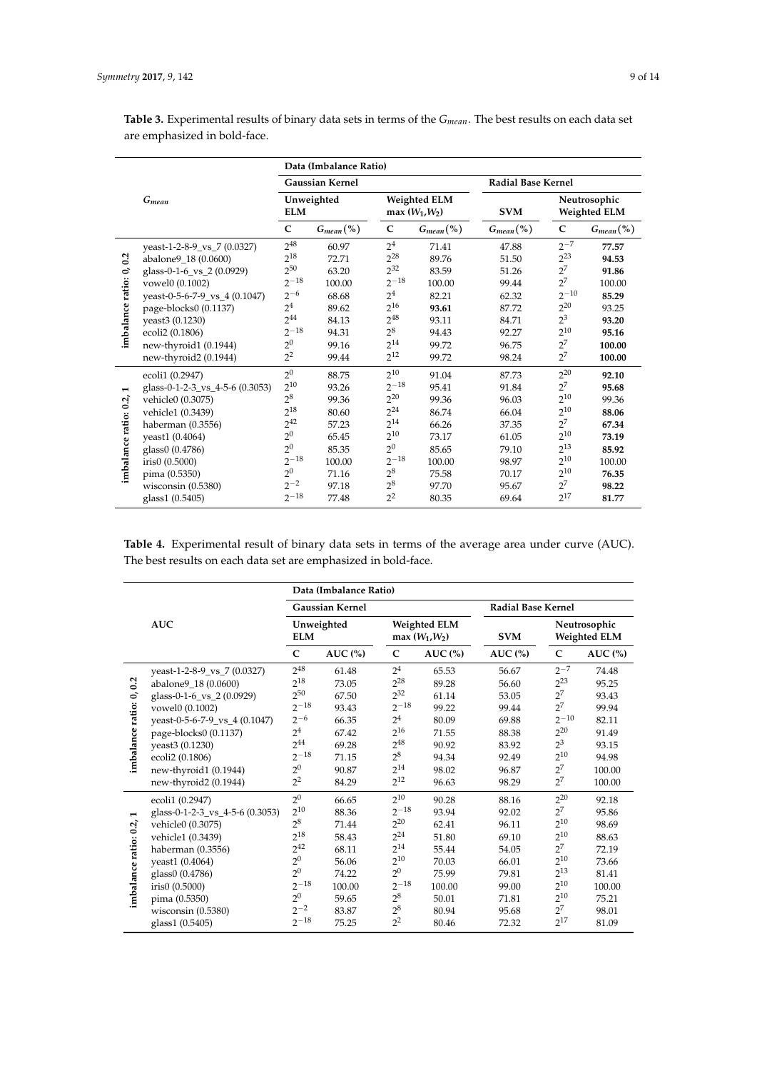**Table 3.** Experimental results of binary data sets in terms of the $G_{mean}$. The best results on each data set are emphasized in bold-face.

| $G_{mean}$ | | Data (Imbalance Ratio) | | | | | | |
|---|---|---|---|---|---|---|---|---|
| | | Gaussian Kernel | | | | Radial Base Kernel | | |
| | | Unweighted ELM | | Weighted ELM max $(W_1, W_2)$ | | SVM | Neutrosophic Weighted ELM | |
| | | C | $G_{mean}$(%) | C | $G_{mean}$(%) | $G_{mean}$(%) | C | $G_{mean}$(%) |
| imbalance ratio: 0, 0.2 | yeast-1-2-8-9_vs_7 (0.0327) | $2^{48}$ | 60.97 | $2^{4}$ | 71.41 | 47.88 | $2^{-7}$ | **77.57** |
| | abalone9_18 (0.0600) | $2^{18}$ | 72.71 | $2^{28}$ | 89.76 | 51.50 | $2^{23}$ | **94.53** |
| | glass-0-1-6_vs_2 (0.0929) | $2^{50}$ | 63.20 | $2^{32}$ | 83.59 | 51.26 | $2^{7}$ | **91.86** |
| | vowel0 (0.1002) | $2^{-18}$ | 100.00 | $2^{-18}$ | 100.00 | 99.44 | $2^{7}$ | 100.00 |
| | yeast-0-5-6-7-9_vs_4 (0.1047) | $2^{-6}$ | 68.68 | $2^{4}$ | 82.21 | 62.32 | $2^{-10}$ | **85.29** |
| | page-blocks0 (0.1137) | $2^{4}$ | 89.62 | $2^{16}$ | **93.61** | 87.72 | $2^{20}$ | 93.25 |
| | yeast3 (0.1230) | $2^{44}$ | 84.13 | $2^{48}$ | 93.11 | 84.71 | $2^{3}$ | **93.20** |
| | ecoli2 (0.1806) | $2^{-18}$ | 94.31 | $2^{8}$ | 94.43 | 92.27 | $2^{10}$ | **95.16** |
| | new-thyroid1 (0.1944) | $2^{0}$ | 99.16 | $2^{14}$ | 99.72 | 96.75 | $2^{7}$ | **100.00** |
| | new-thyroid2 (0.1944) | $2^{2}$ | 99.44 | $2^{12}$ | 99.72 | 98.24 | $2^{7}$ | **100.00** |
| imbalance ratio: 0.2, 1 | ecoli1 (0.2947) | $2^{0}$ | 88.75 | $2^{10}$ | 91.04 | 87.73 | $2^{20}$ | **92.10** |
| | glass-0-1-2-3_vs_4-5-6 (0.3053) | $2^{10}$ | 93.26 | $2^{-18}$ | 95.41 | 91.84 | $2^{7}$ | **95.68** |
| | vehicle0 (0.3075) | $2^{8}$ | 99.36 | $2^{20}$ | 99.36 | 96.03 | $2^{10}$ | 99.36 |
| | vehicle1 (0.3439) | $2^{18}$ | 80.60 | $2^{24}$ | 86.74 | 66.04 | $2^{10}$ | **88.06** |
| | haberman (0.3556) | $2^{42}$ | 57.23 | $2^{14}$ | 66.26 | 37.35 | $2^{7}$ | **67.34** |
| | yeast1 (0.4064) | $2^{0}$ | 65.45 | $2^{10}$ | 73.17 | 61.05 | $2^{10}$ | **73.19** |
| | glass0 (0.4786) | $2^{0}$ | 85.35 | $2^{0}$ | 85.65 | 79.10 | $2^{13}$ | **85.92** |
| | iris0 (0.5000) | $2^{-18}$ | 100.00 | $2^{-18}$ | 100.00 | 98.97 | $2^{10}$ | 100.00 |
| | pima (0.5350) | $2^{0}$ | 71.16 | $2^{8}$ | 75.58 | 70.17 | $2^{10}$ | **76.35** |
| | wisconsin (0.5380) | $2^{-2}$ | 97.18 | $2^{8}$ | 97.70 | 95.67 | $2^{7}$ | **98.22** |
| | glass1 (0.5405) | $2^{-18}$ | 77.48 | $2^{2}$ | 80.35 | 69.64 | $2^{17}$ | **81.77** |

**Table 4.** Experimental result of binary data sets in terms of the average area under curve (AUC). The best results on each data set are emphasized in bold-face.

| AUC | | Data (Imbalance Ratio) | | | | | | |
|---|---|---|---|---|---|---|---|---|
| | | Gaussian Kernel | | | | Radial Base Kernel | | |
| | | Unweighted ELM | | Weighted ELM max $(W_1, W_2)$ | | SVM | Neutrosophic Weighted ELM | |
| | | C | AUC (%) | C | AUC (%) | AUC (%) | C | AUC (%) |
| imbalance ratio: 0, 0.2 | yeast-1-2-8-9_vs_7 (0.0327) | $2^{48}$ | 61.48 | $2^{4}$ | 65.53 | 56.67 | $2^{-7}$ | 74.48 |
| | abalone9_18 (0.0600) | $2^{18}$ | 73.05 | $2^{28}$ | 89.28 | 56.60 | $2^{23}$ | 95.25 |
| | glass-0-1-6_vs_2 (0.0929) | $2^{50}$ | 67.50 | $2^{32}$ | 61.14 | 53.05 | $2^{7}$ | 93.43 |
| | vowel0 (0.1002) | $2^{-18}$ | 93.43 | $2^{-18}$ | 99.22 | 99.44 | $2^{7}$ | 99.94 |
| | yeast-0-5-6-7-9_vs_4 (0.1047) | $2^{-6}$ | 66.35 | $2^{4}$ | 80.09 | 69.88 | $2^{-10}$ | 82.11 |
| | page-blocks0 (0.1137) | $2^{4}$ | 67.42 | $2^{16}$ | 71.55 | 88.38 | $2^{20}$ | 91.49 |
| | yeast3 (0.1230) | $2^{44}$ | 69.28 | $2^{48}$ | 90.92 | 83.92 | $2^{3}$ | 93.15 |
| | ecoli2 (0.1806) | $2^{-18}$ | 71.15 | $2^{8}$ | 94.34 | 92.49 | $2^{10}$ | 94.98 |
| | new-thyroid1 (0.1944) | $2^{0}$ | 90.87 | $2^{14}$ | 98.02 | 96.87 | $2^{7}$ | 100.00 |
| | new-thyroid2 (0.1944) | $2^{2}$ | 84.29 | $2^{12}$ | 96.63 | 98.29 | $2^{7}$ | 100.00 |
| imbalance ratio: 0.2, 1 | ecoli1 (0.2947) | $2^{0}$ | 66.65 | $2^{10}$ | 90.28 | 88.16 | $2^{20}$ | 92.18 |
| | glass-0-1-2-3_vs_4-5-6 (0.3053) | $2^{10}$ | 88.36 | $2^{-18}$ | 93.94 | 92.02 | $2^{7}$ | 95.86 |
| | vehicle0 (0.3075) | $2^{8}$ | 71.44 | $2^{20}$ | 62.41 | 96.11 | $2^{10}$ | 98.69 |
| | vehicle1 (0.3439) | $2^{18}$ | 58.43 | $2^{24}$ | 51.80 | 69.10 | $2^{10}$ | 88.63 |
| | haberman (0.3556) | $2^{42}$ | 68.11 | $2^{14}$ | 55.44 | 54.05 | $2^{7}$ | 72.19 |
| | yeast1 (0.4064) | $2^{0}$ | 56.06 | $2^{10}$ | 70.03 | 66.01 | $2^{10}$ | 73.66 |
| | glass0 (0.4786) | $2^{0}$ | 74.22 | $2^{0}$ | 75.99 | 79.81 | $2^{13}$ | 81.41 |
| | iris0 (0.5000) | $2^{-18}$ | 100.00 | $2^{-18}$ | 100.00 | 99.00 | $2^{10}$ | 100.00 |
| | pima (0.5350) | $2^{0}$ | 59.65 | $2^{8}$ | 50.01 | 71.81 | $2^{10}$ | 75.21 |
| | wisconsin (0.5380) | $2^{-2}$ | 83.87 | $2^{8}$ | 80.94 | 95.68 | $2^{7}$ | 98.01 |
| | glass1 (0.5405) | $2^{-18}$ | 75.25 | $2^{2}$ | 80.46 | 72.32 | $2^{17}$ | 81.09 |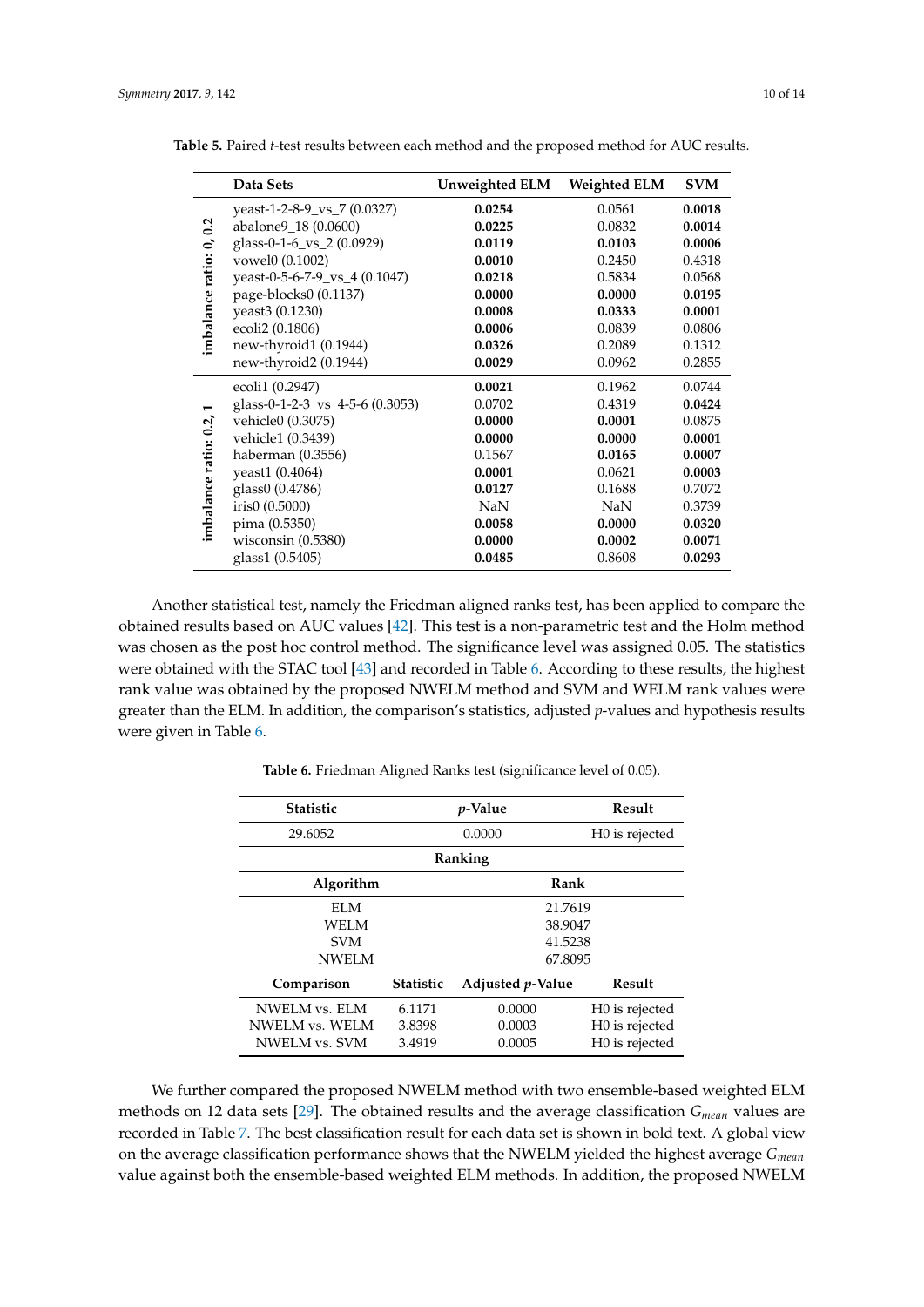**Table 5.** Paired *t*-test results between each method and the proposed method for AUC results.

| | Data Sets | Unweighted ELM | Weighted ELM | SVM |
|---|---|---|---|---|
| imbalance ratio: 0, 0.2 | yeast-1-2-8-9_vs_7 (0.0327) | **0.0254** | 0.0561 | **0.0018** |
| | abalone9_18 (0.0600) | **0.0225** | 0.0832 | **0.0014** |
| | glass-0-1-6_vs_2 (0.0929) | **0.0119** | **0.0103** | **0.0006** |
| | vowel0 (0.1002) | **0.0010** | 0.2450 | 0.4318 |
| | yeast-0-5-6-7-9_vs_4 (0.1047) | **0.0218** | 0.5834 | 0.0568 |
| | page-blocks0 (0.1137) | **0.0000** | **0.0000** | **0.0195** |
| | yeast3 (0.1230) | **0.0008** | **0.0333** | **0.0001** |
| | ecoli2 (0.1806) | **0.0006** | 0.0839 | 0.0806 |
| | new-thyroid1 (0.1944) | **0.0326** | 0.2089 | 0.1312 |
| | new-thyroid2 (0.1944) | **0.0029** | 0.0962 | 0.2855 |
| imbalance ratio: 0.2, 1 | ecoli1 (0.2947) | **0.0021** | 0.1962 | 0.0744 |
| | glass-0-1-2-3_vs_4-5-6 (0.3053) | 0.0702 | 0.4319 | **0.0424** |
| | vehicle0 (0.3075) | **0.0000** | **0.0001** | 0.0875 |
| | vehicle1 (0.3439) | **0.0000** | **0.0000** | **0.0001** |
| | haberman (0.3556) | 0.1567 | **0.0165** | **0.0007** |
| | yeast1 (0.4064) | **0.0001** | 0.0621 | **0.0003** |
| | glass0 (0.4786) | **0.0127** | 0.1688 | 0.7072 |
| | iris0 (0.5000) | NaN | NaN | 0.3739 |
| | pima (0.5350) | **0.0058** | **0.0000** | **0.0320** |
| | wisconsin (0.5380) | **0.0000** | **0.0002** | **0.0071** |
| | glass1 (0.5405) | **0.0485** | 0.8608 | **0.0293** |

Another statistical test, namely the Friedman aligned ranks test, has been applied to compare the obtained results based on AUC values [42]. This test is a non-parametric test and the Holm method was chosen as the post hoc control method. The significance level was assigned 0.05. The statistics were obtained with the STAC tool [43] and recorded in Table 6. According to these results, the highest rank value was obtained by the proposed NWELM method and SVM and WELM rank values were greater than the ELM. In addition, the comparison's statistics, adjusted *p*-values and hypothesis results were given in Table 6.

**Table 6.** Friedman Aligned Ranks test (significance level of 0.05).

| Statistic | | *p*-Value | Result |
|---|---|---|---|
| 29.6052 | | 0.0000 | H0 is rejected |
| **Ranking** | | | |
| **Algorithm** | | **Rank** | |
| ELM | | 21.7619 | |
| WELM | | 38.9047 | |
| SVM | | 41.5238 | |
| NWELM | | 67.8095 | |
| **Comparison** | **Statistic** | **Adjusted *p*-Value** | **Result** |
| NWELM vs. ELM | 6.1171 | 0.0000 | H0 is rejected |
| NWELM vs. WELM | 3.8398 | 0.0003 | H0 is rejected |
| NWELM vs. SVM | 3.4919 | 0.0005 | H0 is rejected |

We further compared the proposed NWELM method with two ensemble-based weighted ELM methods on 12 data sets [29]. The obtained results and the average classification $G_{mean}$ values are recorded in Table 7. The best classification result for each data set is shown in bold text. A global view on the average classification performance shows that the NWELM yielded the highest average $G_{mean}$ value against both the ensemble-based weighted ELM methods. In addition, the proposed NWELM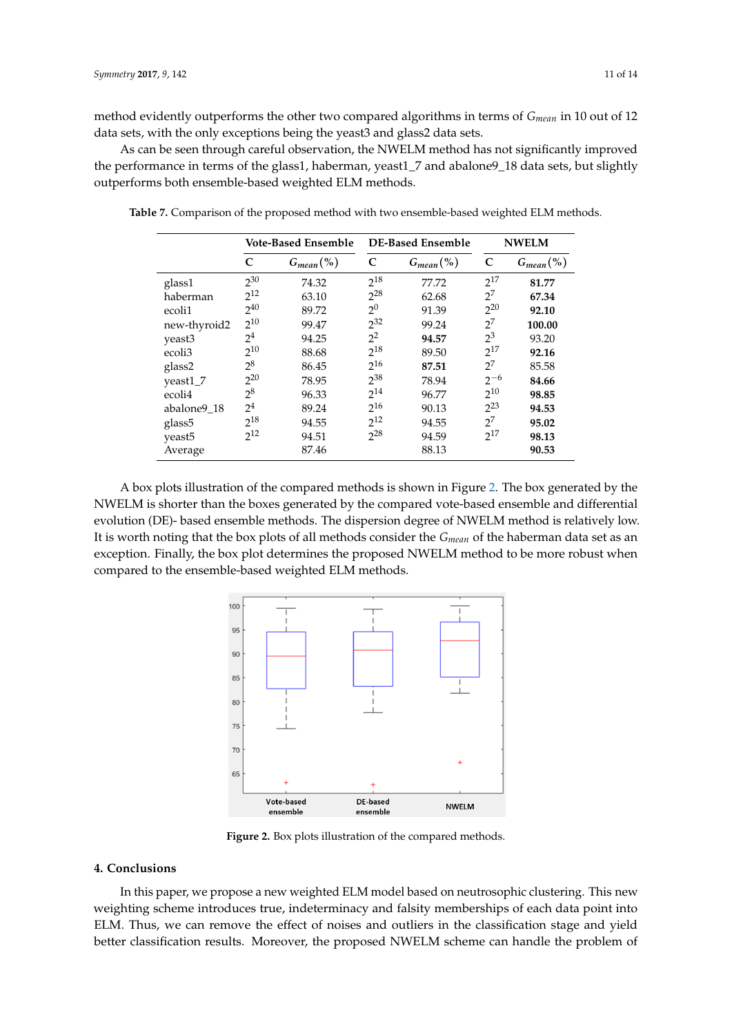method evidently outperforms the other two compared algorithms in terms of $G_{mean}$ in 10 out of 12 data sets, with the only exceptions being the yeast3 and glass2 data sets.

As can be seen through careful observation, the NWELM method has not significantly improved the performance in terms of the glass1, haberman, yeast1_7 and abalone9_18 data sets, but slightly outperforms both ensemble-based weighted ELM methods.

**Table 7.** Comparison of the proposed method with two ensemble-based weighted ELM methods.

| | Vote-Based Ensemble | | DE-Based Ensemble | | NWELM | |
|---|---|---|---|---|---|---|
| | C | $G_{mean}$(%) | C | $G_{mean}$(%) | C | $G_{mean}$(%) |
| glass1 | $2^{30}$ | 74.32 | $2^{18}$ | 77.72 | $2^{17}$ | **81.77** |
| haberman | $2^{12}$ | 63.10 | $2^{28}$ | 62.68 | $2^{7}$ | **67.34** |
| ecoli1 | $2^{40}$ | 89.72 | $2^{0}$ | 91.39 | $2^{20}$ | **92.10** |
| new-thyroid2 | $2^{10}$ | 99.47 | $2^{32}$ | 99.24 | $2^{7}$ | **100.00** |
| yeast3 | $2^{4}$ | 94.25 | $2^{2}$ | **94.57** | $2^{3}$ | 93.20 |
| ecoli3 | $2^{10}$ | 88.68 | $2^{18}$ | 89.50 | $2^{17}$ | **92.16** |
| glass2 | $2^{8}$ | 86.45 | $2^{16}$ | **87.51** | $2^{7}$ | 85.58 |
| yeast1_7 | $2^{20}$ | 78.95 | $2^{38}$ | 78.94 | $2^{-6}$ | **84.66** |
| ecoli4 | $2^{8}$ | 96.33 | $2^{14}$ | 96.77 | $2^{10}$ | **98.85** |
| abalone9_18 | $2^{4}$ | 89.24 | $2^{16}$ | 90.13 | $2^{23}$ | **94.53** |
| glass5 | $2^{18}$ | 94.55 | $2^{12}$ | 94.55 | $2^{7}$ | **95.02** |
| yeast5 | $2^{12}$ | 94.51 | $2^{28}$ | 94.59 | $2^{17}$ | **98.13** |
| Average | | 87.46 | | 88.13 | | **90.53** |

A box plots illustration of the compared methods is shown in Figure 2. The box generated by the NWELM is shorter than the boxes generated by the compared vote-based ensemble and differential evolution (DE)- based ensemble methods. The dispersion degree of NWELM method is relatively low. It is worth noting that the box plots of all methods consider the $G_{mean}$ of the haberman data set as an exception. Finally, the box plot determines the proposed NWELM method to be more robust when compared to the ensemble-based weighted ELM methods.

**Figure 2.** Box plots illustration of the compared methods.

## 4. Conclusions

In this paper, we propose a new weighted ELM model based on neutrosophic clustering. This new weighting scheme introduces true, indeterminacy and falsity memberships of each data point into ELM. Thus, we can remove the effect of noises and outliers in the classification stage and yield better classification results. Moreover, the proposed NWELM scheme can handle the problem of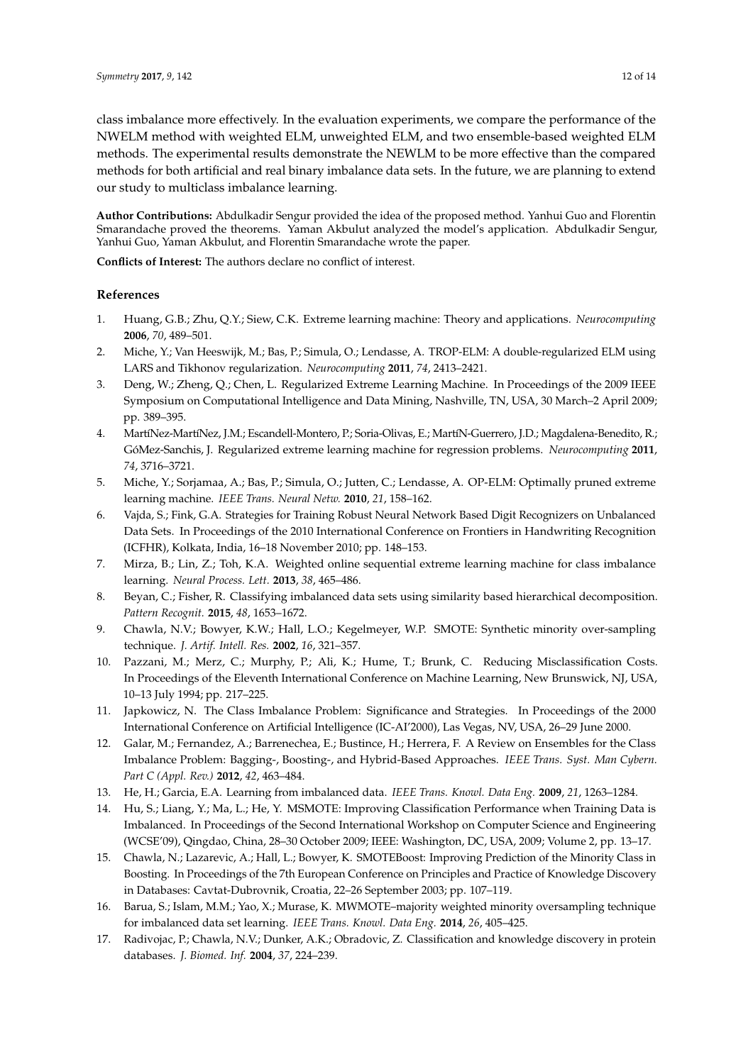class imbalance more effectively. In the evaluation experiments, we compare the performance of the NWELM method with weighted ELM, unweighted ELM, and two ensemble-based weighted ELM methods. The experimental results demonstrate the NEWLM to be more effective than the compared methods for both artificial and real binary imbalance data sets. In the future, we are planning to extend our study to multiclass imbalance learning.

**Author Contributions:** Abdulkadir Sengur provided the idea of the proposed method. Yanhui Guo and Florentin Smarandache proved the theorems. Yaman Akbulut analyzed the model's application. Abdulkadir Sengur, Yanhui Guo, Yaman Akbulut, and Florentin Smarandache wrote the paper.

**Conflicts of Interest:** The authors declare no conflict of interest.

## References

1. Huang, G.B.; Zhu, Q.Y.; Siew, C.K. Extreme learning machine: Theory and applications. *Neurocomputing* **2006**, *70*, 489–501.
2. Miche, Y.; Van Heeswijk, M.; Bas, P.; Simula, O.; Lendasse, A. TROP-ELM: A double-regularized ELM using LARS and Tikhonov regularization. *Neurocomputing* **2011**, *74*, 2413–2421.
3. Deng, W.; Zheng, Q.; Chen, L. Regularized Extreme Learning Machine. In Proceedings of the 2009 IEEE Symposium on Computational Intelligence and Data Mining, Nashville, TN, USA, 30 March–2 April 2009; pp. 389–395.
4. MartíNez-MartíNez, J.M.; Escandell-Montero, P.; Soria-Olivas, E.; MartíN-Guerrero, J.D.; Magdalena-Benedito, R.; GóMez-Sanchis, J. Regularized extreme learning machine for regression problems. *Neurocomputing* **2011**, *74*, 3716–3721.
5. Miche, Y.; Sorjamaa, A.; Bas, P.; Simula, O.; Jutten, C.; Lendasse, A. OP-ELM: Optimally pruned extreme learning machine. *IEEE Trans. Neural Netw.* **2010**, *21*, 158–162.
6. Vajda, S.; Fink, G.A. Strategies for Training Robust Neural Network Based Digit Recognizers on Unbalanced Data Sets. In Proceedings of the 2010 International Conference on Frontiers in Handwriting Recognition (ICFHR), Kolkata, India, 16–18 November 2010; pp. 148–153.
7. Mirza, B.; Lin, Z.; Toh, K.A. Weighted online sequential extreme learning machine for class imbalance learning. *Neural Process. Lett.* **2013**, *38*, 465–486.
8. Beyan, C.; Fisher, R. Classifying imbalanced data sets using similarity based hierarchical decomposition. *Pattern Recognit.* **2015**, *48*, 1653–1672.
9. Chawla, N.V.; Bowyer, K.W.; Hall, L.O.; Kegelmeyer, W.P. SMOTE: Synthetic minority over-sampling technique. *J. Artif. Intell. Res.* **2002**, *16*, 321–357.
10. Pazzani, M.; Merz, C.; Murphy, P.; Ali, K.; Hume, T.; Brunk, C. Reducing Misclassification Costs. In Proceedings of the Eleventh International Conference on Machine Learning, New Brunswick, NJ, USA, 10–13 July 1994; pp. 217–225.
11. Japkowicz, N. The Class Imbalance Problem: Significance and Strategies. In Proceedings of the 2000 International Conference on Artificial Intelligence (IC-AI'2000), Las Vegas, NV, USA, 26–29 June 2000.
12. Galar, M.; Fernandez, A.; Barrenechea, E.; Bustince, H.; Herrera, F. A Review on Ensembles for the Class Imbalance Problem: Bagging-, Boosting-, and Hybrid-Based Approaches. *IEEE Trans. Syst. Man Cybern. Part C (Appl. Rev.)* **2012**, *42*, 463–484.
13. He, H.; Garcia, E.A. Learning from imbalanced data. *IEEE Trans. Knowl. Data Eng.* **2009**, *21*, 1263–1284.
14. Hu, S.; Liang, Y.; Ma, L.; He, Y. MSMOTE: Improving Classification Performance when Training Data is Imbalanced. In Proceedings of the Second International Workshop on Computer Science and Engineering (WCSE'09), Qingdao, China, 28–30 October 2009; IEEE: Washington, DC, USA, 2009; Volume 2, pp. 13–17.
15. Chawla, N.; Lazarevic, A.; Hall, L.; Bowyer, K. SMOTEBoost: Improving Prediction of the Minority Class in Boosting. In Proceedings of the 7th European Conference on Principles and Practice of Knowledge Discovery in Databases: Cavtat-Dubrovnik, Croatia, 22–26 September 2003; pp. 107–119.
16. Barua, S.; Islam, M.M.; Yao, X.; Murase, K. MWMOTE–majority weighted minority oversampling technique for imbalanced data set learning. *IEEE Trans. Knowl. Data Eng.* **2014**, *26*, 405–425.
17. Radivojac, P.; Chawla, N.V.; Dunker, A.K.; Obradovic, Z. Classification and knowledge discovery in protein databases. *J. Biomed. Inf.* **2004**, *37*, 224–239.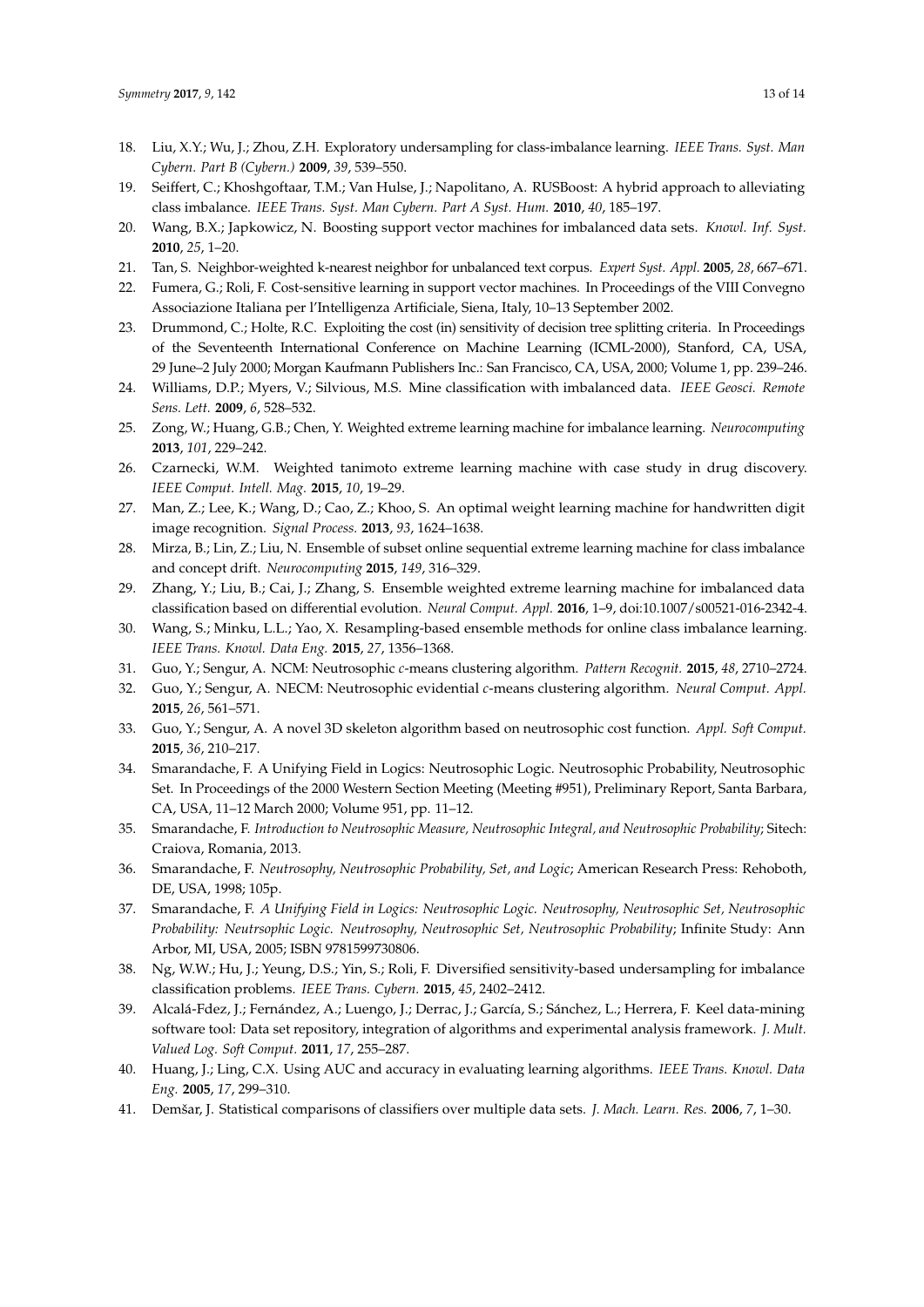18. Liu, X.Y.; Wu, J.; Zhou, Z.H. Exploratory undersampling for class-imbalance learning. *IEEE Trans. Syst. Man Cybern. Part B (Cybern.)* **2009**, *39*, 539–550.
19. Seiffert, C.; Khoshgoftaar, T.M.; Van Hulse, J.; Napolitano, A. RUSBoost: A hybrid approach to alleviating class imbalance. *IEEE Trans. Syst. Man Cybern. Part A Syst. Hum.* **2010**, *40*, 185–197.
20. Wang, B.X.; Japkowicz, N. Boosting support vector machines for imbalanced data sets. *Knowl. Inf. Syst.* **2010**, *25*, 1–20.
21. Tan, S. Neighbor-weighted k-nearest neighbor for unbalanced text corpus. *Expert Syst. Appl.* **2005**, *28*, 667–671.
22. Fumera, G.; Roli, F. Cost-sensitive learning in support vector machines. In Proceedings of the VIII Convegno Associazione Italiana per l'Intelligenza Artificiale, Siena, Italy, 10–13 September 2002.
23. Drummond, C.; Holte, R.C. Exploiting the cost (in) sensitivity of decision tree splitting criteria. In Proceedings of the Seventeenth International Conference on Machine Learning (ICML-2000), Stanford, CA, USA, 29 June–2 July 2000; Morgan Kaufmann Publishers Inc.: San Francisco, CA, USA, 2000; Volume 1, pp. 239–246.
24. Williams, D.P.; Myers, V.; Silvious, M.S. Mine classification with imbalanced data. *IEEE Geosci. Remote Sens. Lett.* **2009**, *6*, 528–532.
25. Zong, W.; Huang, G.B.; Chen, Y. Weighted extreme learning machine for imbalance learning. *Neurocomputing* **2013**, *101*, 229–242.
26. Czarnecki, W.M. Weighted tanimoto extreme learning machine with case study in drug discovery. *IEEE Comput. Intell. Mag.* **2015**, *10*, 19–29.
27. Man, Z.; Lee, K.; Wang, D.; Cao, Z.; Khoo, S. An optimal weight learning machine for handwritten digit image recognition. *Signal Process.* **2013**, *93*, 1624–1638.
28. Mirza, B.; Lin, Z.; Liu, N. Ensemble of subset online sequential extreme learning machine for class imbalance and concept drift. *Neurocomputing* **2015**, *149*, 316–329.
29. Zhang, Y.; Liu, B.; Cai, J.; Zhang, S. Ensemble weighted extreme learning machine for imbalanced data classification based on differential evolution. *Neural Comput. Appl.* **2016**, 1–9, doi:10.1007/s00521-016-2342-4.
30. Wang, S.; Minku, L.L.; Yao, X. Resampling-based ensemble methods for online class imbalance learning. *IEEE Trans. Knowl. Data Eng.* **2015**, *27*, 1356–1368.
31. Guo, Y.; Sengur, A. NCM: Neutrosophic *c*-means clustering algorithm. *Pattern Recognit.* **2015**, *48*, 2710–2724.
32. Guo, Y.; Sengur, A. NECM: Neutrosophic evidential *c*-means clustering algorithm. *Neural Comput. Appl.* **2015**, *26*, 561–571.
33. Guo, Y.; Sengur, A. A novel 3D skeleton algorithm based on neutrosophic cost function. *Appl. Soft Comput.* **2015**, *36*, 210–217.
34. Smarandache, F. A Unifying Field in Logics: Neutrosophic Logic. Neutrosophic Probability, Neutrosophic Set. In Proceedings of the 2000 Western Section Meeting (Meeting #951), Preliminary Report, Santa Barbara, CA, USA, 11–12 March 2000; Volume 951, pp. 11–12.
35. Smarandache, F. *Introduction to Neutrosophic Measure, Neutrosophic Integral, and Neutrosophic Probability*; Sitech: Craiova, Romania, 2013.
36. Smarandache, F. *Neutrosophy, Neutrosophic Probability, Set, and Logic*; American Research Press: Rehoboth, DE, USA, 1998; 105p.
37. Smarandache, F. *A Unifying Field in Logics: Neutrosophic Logic. Neutrosophy, Neutrosophic Set, Neutrosophic Probability: Neutrsophic Logic. Neutrosophy, Neutrosophic Set, Neutrosophic Probability*; Infinite Study: Ann Arbor, MI, USA, 2005; ISBN 9781599730806.
38. Ng, W.W.; Hu, J.; Yeung, D.S.; Yin, S.; Roli, F. Diversified sensitivity-based undersampling for imbalance classification problems. *IEEE Trans. Cybern.* **2015**, *45*, 2402–2412.
39. Alcalá-Fdez, J.; Fernández, A.; Luengo, J.; Derrac, J.; García, S.; Sánchez, L.; Herrera, F. Keel data-mining software tool: Data set repository, integration of algorithms and experimental analysis framework. *J. Mult. Valued Log. Soft Comput.* **2011**, *17*, 255–287.
40. Huang, J.; Ling, C.X. Using AUC and accuracy in evaluating learning algorithms. *IEEE Trans. Knowl. Data Eng.* **2005**, *17*, 299–310.
41. Demšar, J. Statistical comparisons of classifiers over multiple data sets. *J. Mach. Learn. Res.* **2006**, *7*, 1–30.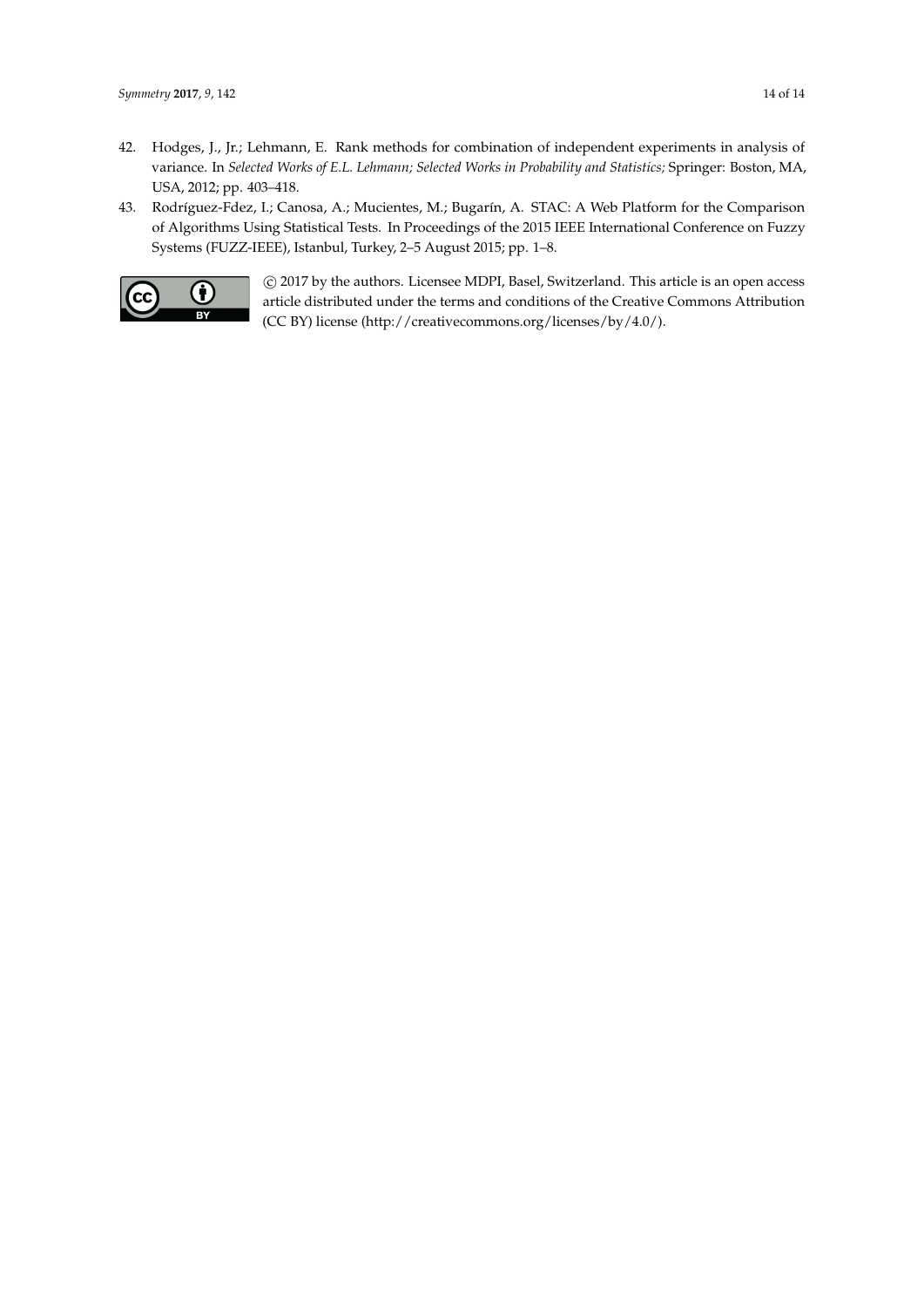42. Hodges, J., Jr.; Lehmann, E. Rank methods for combination of independent experiments in analysis of variance. In *Selected Works of E.L. Lehmann; Selected Works in Probability and Statistics;* Springer: Boston, MA, USA, 2012; pp. 403–418.
43. Rodríguez-Fdez, I.; Canosa, A.; Mucientes, M.; Bugarín, A. STAC: A Web Platform for the Comparison of Algorithms Using Statistical Tests. In Proceedings of the 2015 IEEE International Conference on Fuzzy Systems (FUZZ-IEEE), Istanbul, Turkey, 2–5 August 2015; pp. 1–8.

© 2017 by the authors. Licensee MDPI, Basel, Switzerland. This article is an open access article distributed under the terms and conditions of the Creative Commons Attribution (CC BY) license (http://creativecommons.org/licenses/by/4.0/).